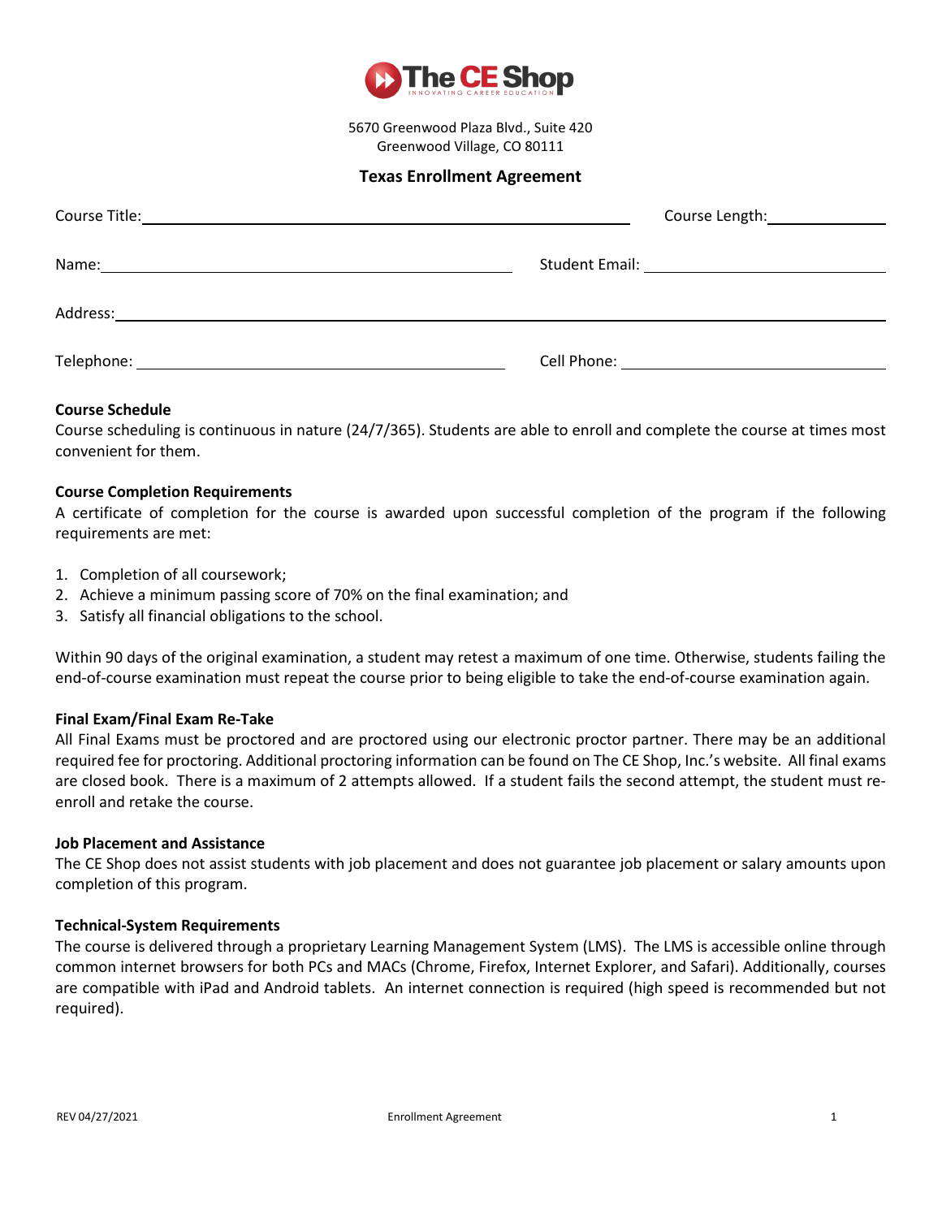**The CE Shop**

5670 Greenwood Plaza Blvd., Suite 420
Greenwood Village, CO 80111

# Texas Enrollment Agreement

Course Title: ______________________________ Course Length: ____________

Name: ______________________________ Student Email: ______________________________

Address: ____________________________________________________________

Telephone: ______________________________ Cell Phone: ______________________________

**Course Schedule**

Course scheduling is continuous in nature (24/7/365). Students are able to enroll and complete the course at times most convenient for them.

**Course Completion Requirements**

A certificate of completion for the course is awarded upon successful completion of the program if the following requirements are met:

1. Completion of all coursework;
2. Achieve a minimum passing score of 70% on the final examination; and
3. Satisfy all financial obligations to the school.

Within 90 days of the original examination, a student may retest a maximum of one time. Otherwise, students failing the end-of-course examination must repeat the course prior to being eligible to take the end-of-course examination again.

**Final Exam/Final Exam Re-Take**

All Final Exams must be proctored and are proctored using our electronic proctor partner. There may be an additional required fee for proctoring. Additional proctoring information can be found on The CE Shop, Inc.'s website. All final exams are closed book. There is a maximum of 2 attempts allowed. If a student fails the second attempt, the student must re-enroll and retake the course.

**Job Placement and Assistance**

The CE Shop does not assist students with job placement and does not guarantee job placement or salary amounts upon completion of this program.

**Technical-System Requirements**

The course is delivered through a proprietary Learning Management System (LMS). The LMS is accessible online through common internet browsers for both PCs and MACs (Chrome, Firefox, Internet Explorer, and Safari). Additionally, courses are compatible with iPad and Android tablets. An internet connection is required (high speed is recommended but not required).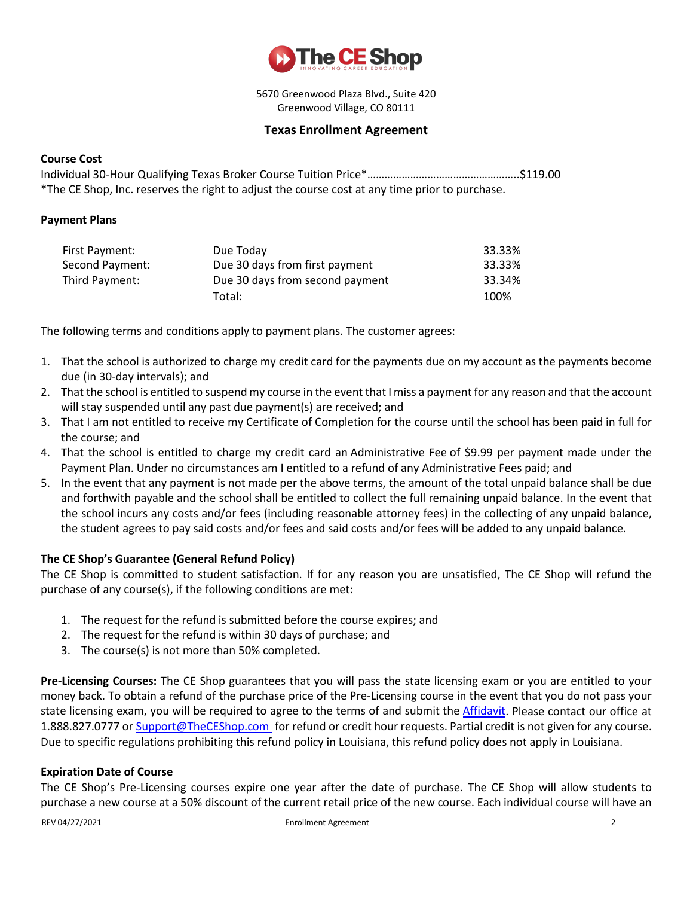The CE Shop

5670 Greenwood Plaza Blvd., Suite 420
Greenwood Village, CO 80111

## Texas Enrollment Agreement

**Course Cost**

Individual 30-Hour Qualifying Texas Broker Course Tuition Price*……………………………………………..$119.00
*The CE Shop, Inc. reserves the right to adjust the course cost at any time prior to purchase.

**Payment Plans**

| | | |
|---|---|---|
| First Payment: | Due Today | 33.33% |
| Second Payment: | Due 30 days from first payment | 33.33% |
| Third Payment: | Due 30 days from second payment | 33.34% |
| | Total: | 100% |

The following terms and conditions apply to payment plans. The customer agrees:

1. That the school is authorized to charge my credit card for the payments due on my account as the payments become due (in 30-day intervals); and
2. That the school is entitled to suspend my course in the event that I miss a payment for any reason and that the account will stay suspended until any past due payment(s) are received; and
3. That I am not entitled to receive my Certificate of Completion for the course until the school has been paid in full for the course; and
4. That the school is entitled to charge my credit card an Administrative Fee of $9.99 per payment made under the Payment Plan. Under no circumstances am I entitled to a refund of any Administrative Fees paid; and
5. In the event that any payment is not made per the above terms, the amount of the total unpaid balance shall be due and forthwith payable and the school shall be entitled to collect the full remaining unpaid balance. In the event that the school incurs any costs and/or fees (including reasonable attorney fees) in the collecting of any unpaid balance, the student agrees to pay said costs and/or fees and said costs and/or fees will be added to any unpaid balance.

**The CE Shop's Guarantee (General Refund Policy)**

The CE Shop is committed to student satisfaction. If for any reason you are unsatisfied, The CE Shop will refund the purchase of any course(s), if the following conditions are met:

1. The request for the refund is submitted before the course expires; and
2. The request for the refund is within 30 days of purchase; and
3. The course(s) is not more than 50% completed.

**Pre-Licensing Courses:** The CE Shop guarantees that you will pass the state licensing exam or you are entitled to your money back. To obtain a refund of the purchase price of the Pre-Licensing course in the event that you do not pass your state licensing exam, you will be required to agree to the terms of and submit the Affidavit. Please contact our office at 1.888.827.0777 or Support@TheCEShop.com for refund or credit hour requests. Partial credit is not given for any course. Due to specific regulations prohibiting this refund policy in Louisiana, this refund policy does not apply in Louisiana.

**Expiration Date of Course**

The CE Shop's Pre-Licensing courses expire one year after the date of purchase. The CE Shop will allow students to purchase a new course at a 50% discount of the current retail price of the new course. Each individual course will have an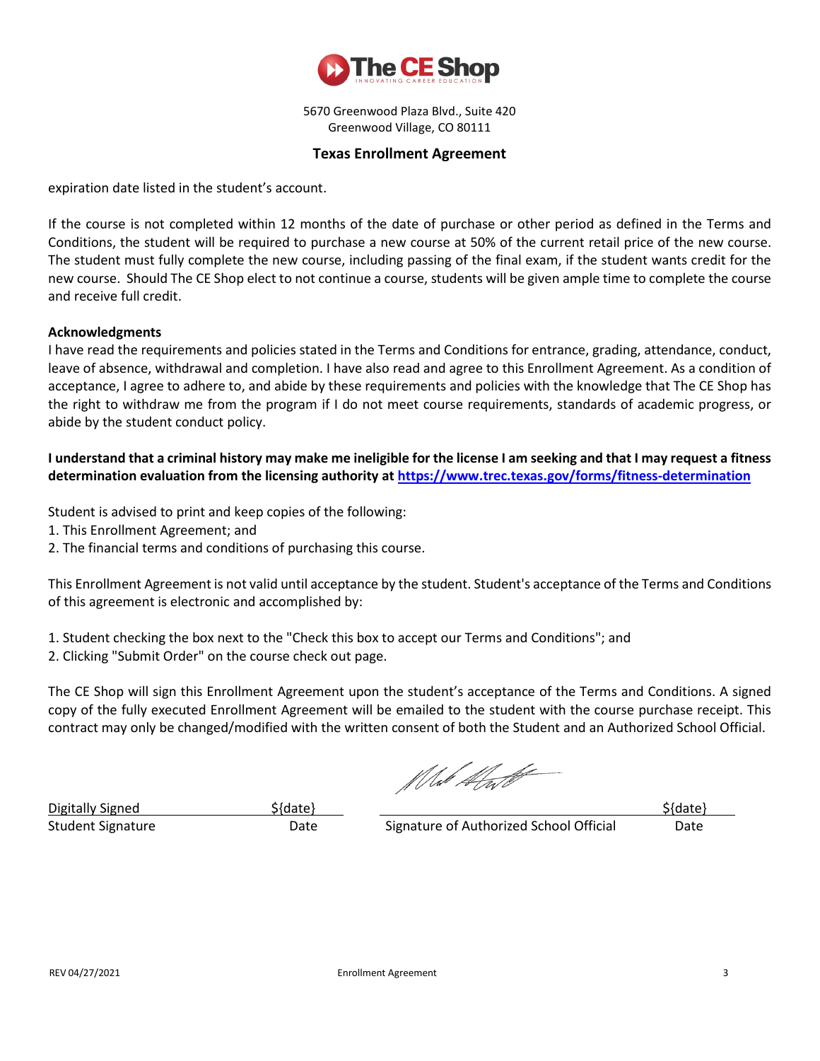5670 Greenwood Plaza Blvd., Suite 420
Greenwood Village, CO 80111

## Texas Enrollment Agreement

expiration date listed in the student's account.

If the course is not completed within 12 months of the date of purchase or other period as defined in the Terms and Conditions, the student will be required to purchase a new course at 50% of the current retail price of the new course. The student must fully complete the new course, including passing of the final exam, if the student wants credit for the new course. Should The CE Shop elect to not continue a course, students will be given ample time to complete the course and receive full credit.

**Acknowledgments**

I have read the requirements and policies stated in the Terms and Conditions for entrance, grading, attendance, conduct, leave of absence, withdrawal and completion. I have also read and agree to this Enrollment Agreement. As a condition of acceptance, I agree to adhere to, and abide by these requirements and policies with the knowledge that The CE Shop has the right to withdraw me from the program if I do not meet course requirements, standards of academic progress, or abide by the student conduct policy.

**I understand that a criminal history may make me ineligible for the license I am seeking and that I may request a fitness determination evaluation from the licensing authority at [https://www.trec.texas.gov/forms/fitness-determination](https://www.trec.texas.gov/forms/fitness-determination)**

Student is advised to print and keep copies of the following:

1. This Enrollment Agreement; and
2. The financial terms and conditions of purchasing this course.

This Enrollment Agreement is not valid until acceptance by the student. Student's acceptance of the Terms and Conditions of this agreement is electronic and accomplished by:

1. Student checking the box next to the "Check this box to accept our Terms and Conditions"; and
2. Clicking "Submit Order" on the course check out page.

The CE Shop will sign this Enrollment Agreement upon the student's acceptance of the Terms and Conditions. A signed copy of the fully executed Enrollment Agreement will be emailed to the student with the course purchase receipt. This contract may only be changed/modified with the written consent of both the Student and an Authorized School Official.

| | | | |
|---|---|---|---|
| Digitally Signed | ${date} | | ${date} |
| Student Signature | Date | Signature of Authorized School Official | Date |

REV 04/27/2021